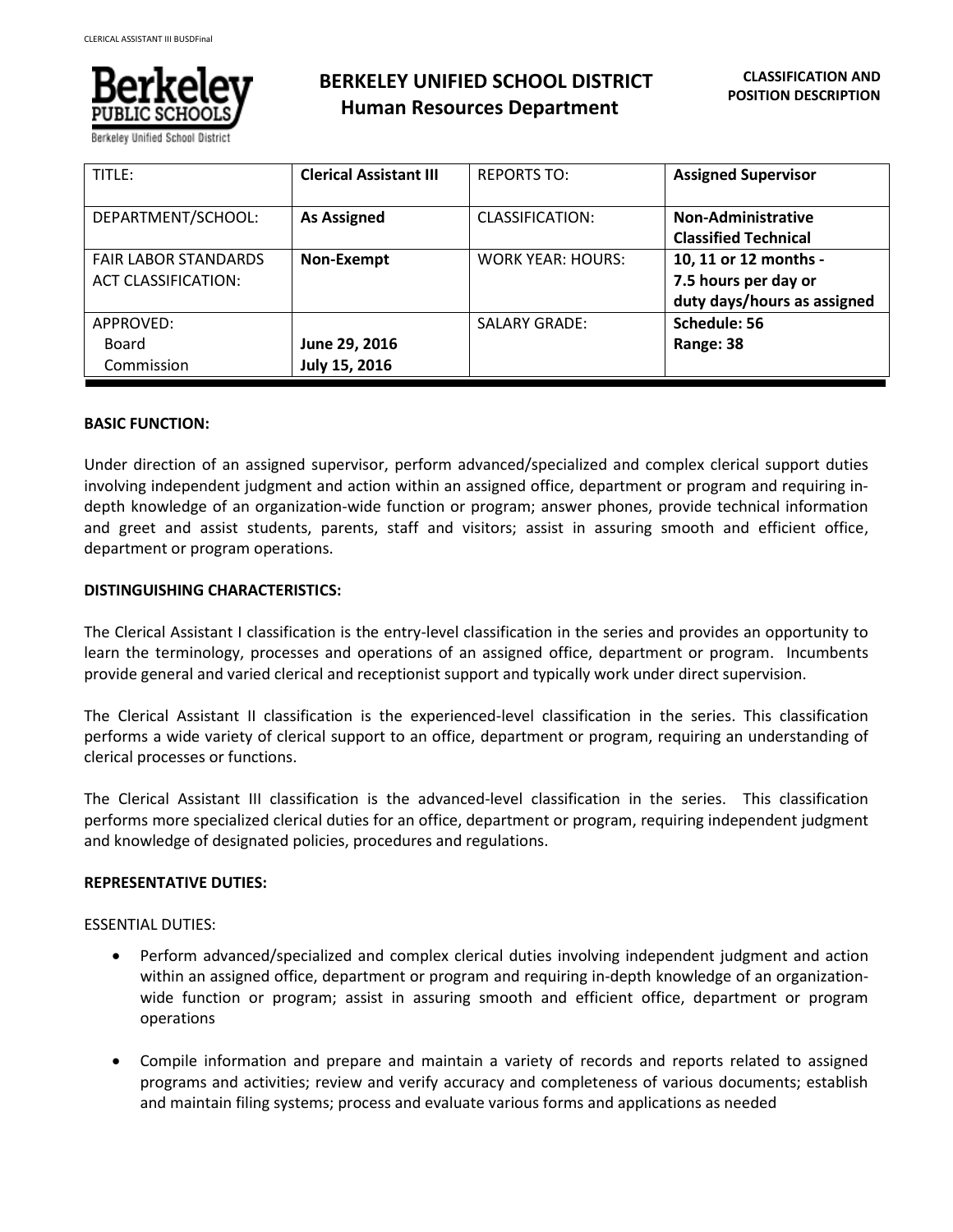# BERKELEY UNIFIED SCHOOL DISTRICT
## Human Resources Department

**CLASSIFICATION AND POSITION DESCRIPTION**

| TITLE: | **Clerical Assistant III** | REPORTS TO: | **Assigned Supervisor** |
|---|---|---|---|
| DEPARTMENT/SCHOOL: | **As Assigned** | CLASSIFICATION: | **Non-Administrative Classified Technical** |
| FAIR LABOR STANDARDS ACT CLASSIFICATION: | **Non-Exempt** | WORK YEAR: HOURS: | **10, 11 or 12 months - 7.5 hours per day or duty days/hours as assigned** |
| APPROVED: Board Commission | **June 29, 2016** **July 15, 2016** | SALARY GRADE: | **Schedule: 56** **Range: 38** |

**BASIC FUNCTION:**

Under direction of an assigned supervisor, perform advanced/specialized and complex clerical support duties involving independent judgment and action within an assigned office, department or program and requiring in-depth knowledge of an organization-wide function or program; answer phones, provide technical information and greet and assist students, parents, staff and visitors; assist in assuring smooth and efficient office, department or program operations.

**DISTINGUISHING CHARACTERISTICS:**

The Clerical Assistant I classification is the entry-level classification in the series and provides an opportunity to learn the terminology, processes and operations of an assigned office, department or program. Incumbents provide general and varied clerical and receptionist support and typically work under direct supervision.

The Clerical Assistant II classification is the experienced-level classification in the series. This classification performs a wide variety of clerical support to an office, department or program, requiring an understanding of clerical processes or functions.

The Clerical Assistant III classification is the advanced-level classification in the series. This classification performs more specialized clerical duties for an office, department or program, requiring independent judgment and knowledge of designated policies, procedures and regulations.

**REPRESENTATIVE DUTIES:**

ESSENTIAL DUTIES:

- Perform advanced/specialized and complex clerical duties involving independent judgment and action within an assigned office, department or program and requiring in-depth knowledge of an organization-wide function or program; assist in assuring smooth and efficient office, department or program operations

- Compile information and prepare and maintain a variety of records and reports related to assigned programs and activities; review and verify accuracy and completeness of various documents; establish and maintain filing systems; process and evaluate various forms and applications as needed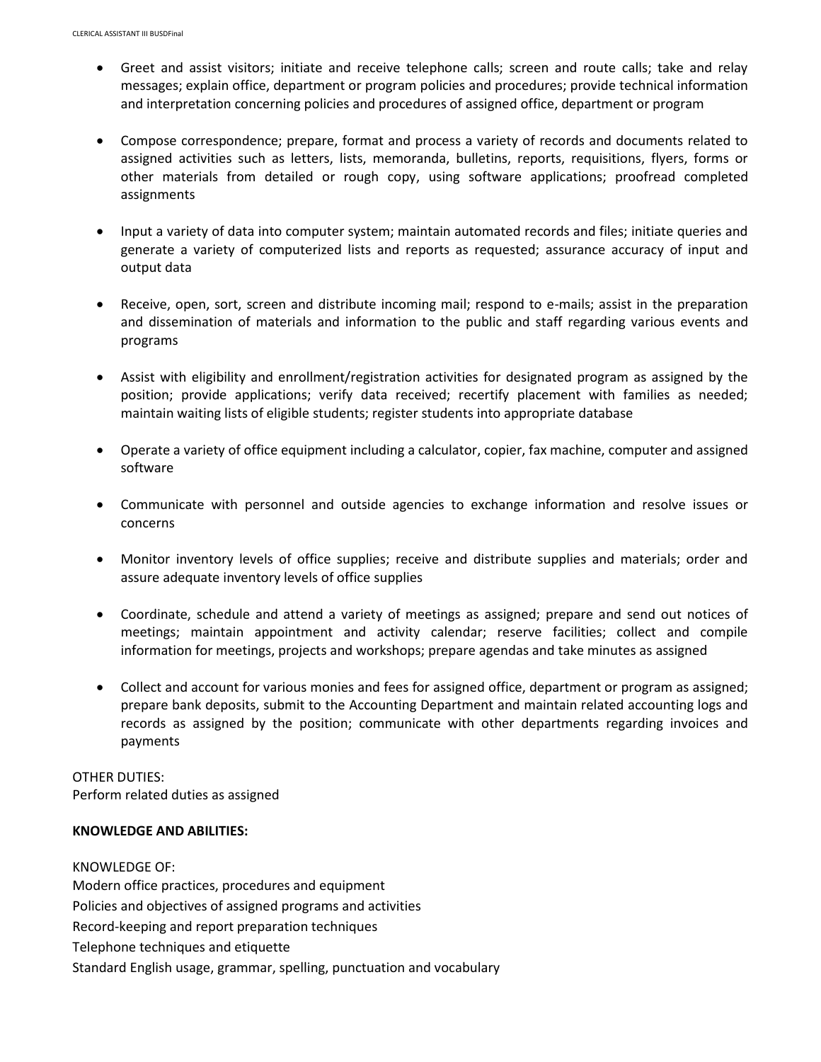- Greet and assist visitors; initiate and receive telephone calls; screen and route calls; take and relay messages; explain office, department or program policies and procedures; provide technical information and interpretation concerning policies and procedures of assigned office, department or program

- Compose correspondence; prepare, format and process a variety of records and documents related to assigned activities such as letters, lists, memoranda, bulletins, reports, requisitions, flyers, forms or other materials from detailed or rough copy, using software applications; proofread completed assignments

- Input a variety of data into computer system; maintain automated records and files; initiate queries and generate a variety of computerized lists and reports as requested; assurance accuracy of input and output data

- Receive, open, sort, screen and distribute incoming mail; respond to e-mails; assist in the preparation and dissemination of materials and information to the public and staff regarding various events and programs

- Assist with eligibility and enrollment/registration activities for designated program as assigned by the position; provide applications; verify data received; recertify placement with families as needed; maintain waiting lists of eligible students; register students into appropriate database

- Operate a variety of office equipment including a calculator, copier, fax machine, computer and assigned software

- Communicate with personnel and outside agencies to exchange information and resolve issues or concerns

- Monitor inventory levels of office supplies; receive and distribute supplies and materials; order and assure adequate inventory levels of office supplies

- Coordinate, schedule and attend a variety of meetings as assigned; prepare and send out notices of meetings; maintain appointment and activity calendar; reserve facilities; collect and compile information for meetings, projects and workshops; prepare agendas and take minutes as assigned

- Collect and account for various monies and fees for assigned office, department or program as assigned; prepare bank deposits, submit to the Accounting Department and maintain related accounting logs and records as assigned by the position; communicate with other departments regarding invoices and payments

OTHER DUTIES:
Perform related duties as assigned

**KNOWLEDGE AND ABILITIES:**

KNOWLEDGE OF:
Modern office practices, procedures and equipment
Policies and objectives of assigned programs and activities
Record-keeping and report preparation techniques
Telephone techniques and etiquette
Standard English usage, grammar, spelling, punctuation and vocabulary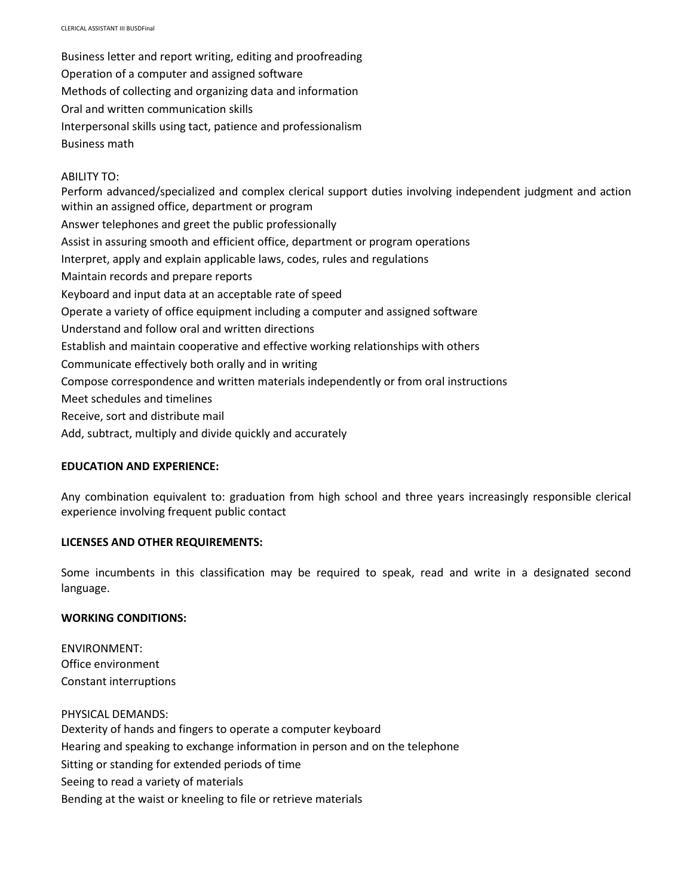Business letter and report writing, editing and proofreading
Operation of a computer and assigned software
Methods of collecting and organizing data and information
Oral and written communication skills
Interpersonal skills using tact, patience and professionalism
Business math

ABILITY TO:
Perform advanced/specialized and complex clerical support duties involving independent judgment and action within an assigned office, department or program
Answer telephones and greet the public professionally
Assist in assuring smooth and efficient office, department or program operations
Interpret, apply and explain applicable laws, codes, rules and regulations
Maintain records and prepare reports
Keyboard and input data at an acceptable rate of speed
Operate a variety of office equipment including a computer and assigned software
Understand and follow oral and written directions
Establish and maintain cooperative and effective working relationships with others
Communicate effectively both orally and in writing
Compose correspondence and written materials independently or from oral instructions
Meet schedules and timelines
Receive, sort and distribute mail
Add, subtract, multiply and divide quickly and accurately

**EDUCATION AND EXPERIENCE:**

Any combination equivalent to: graduation from high school and three years increasingly responsible clerical experience involving frequent public contact

**LICENSES AND OTHER REQUIREMENTS:**

Some incumbents in this classification may be required to speak, read and write in a designated second language.

**WORKING CONDITIONS:**

ENVIRONMENT:
Office environment
Constant interruptions

PHYSICAL DEMANDS:
Dexterity of hands and fingers to operate a computer keyboard
Hearing and speaking to exchange information in person and on the telephone
Sitting or standing for extended periods of time
Seeing to read a variety of materials
Bending at the waist or kneeling to file or retrieve materials